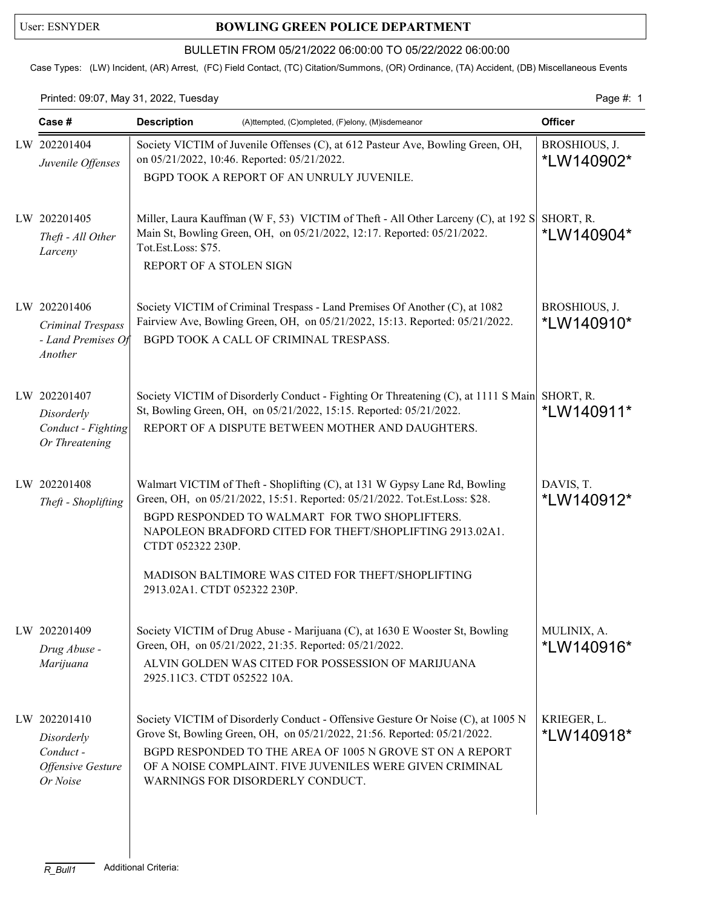User: ESNYDER

# BOWLING GREEN POLICE DEPARTMENT

BULLETIN FROM 05/21/2022 06:00:00 TO 05/22/2022 06:00:00

Case Types: (LW) Incident, (AR) Arrest, (FC) Field Contact, (TC) Citation/Summons, (OR) Ordinance, (TA) Accident, (DB) Miscellaneous Events

Printed: 09:07, May 31, 2022, Tuesday

| Case # | Description (A)ttempted, (C)ompleted, (F)elony, (M)isdemeanor | Officer |
|---|---|---|
| LW 202201404 *Juvenile Offenses* | Society VICTIM of Juvenile Offenses (C), at 612 Pasteur Ave, Bowling Green, OH, on 05/21/2022, 10:46. Reported: 05/21/2022.<br>BGPD TOOK A REPORT OF AN UNRULY JUVENILE. | BROSHIOUS, J. *LW140902* |
| LW 202201405 *Theft - All Other Larceny* | Miller, Laura Kauffman (W F, 53) VICTIM of Theft - All Other Larceny (C), at 192 S Main St, Bowling Green, OH, on 05/21/2022, 12:17. Reported: 05/21/2022. Tot.Est.Loss: $75.<br>REPORT OF A STOLEN SIGN | SHORT, R. *LW140904* |
| LW 202201406 *Criminal Trespass - Land Premises Of Another* | Society VICTIM of Criminal Trespass - Land Premises Of Another (C), at 1082 Fairview Ave, Bowling Green, OH, on 05/21/2022, 15:13. Reported: 05/21/2022.<br>BGPD TOOK A CALL OF CRIMINAL TRESPASS. | BROSHIOUS, J. *LW140910* |
| LW 202201407 *Disorderly Conduct - Fighting Or Threatening* | Society VICTIM of Disorderly Conduct - Fighting Or Threatening (C), at 1111 S Main St, Bowling Green, OH, on 05/21/2022, 15:15. Reported: 05/21/2022.<br>REPORT OF A DISPUTE BETWEEN MOTHER AND DAUGHTERS. | SHORT, R. *LW140911* |
| LW 202201408 *Theft - Shoplifting* | Walmart VICTIM of Theft - Shoplifting (C), at 131 W Gypsy Lane Rd, Bowling Green, OH, on 05/21/2022, 15:51. Reported: 05/21/2022. Tot.Est.Loss: $28.<br>BGPD RESPONDED TO WALMART FOR TWO SHOPLIFTERS. NAPOLEON BRADFORD CITED FOR THEFT/SHOPLIFTING 2913.02A1. CTDT 052322 230P.<br><br>MADISON BALTIMORE WAS CITED FOR THEFT/SHOPLIFTING 2913.02A1. CTDT 052322 230P. | DAVIS, T. *LW140912* |
| LW 202201409 *Drug Abuse - Marijuana* | Society VICTIM of Drug Abuse - Marijuana (C), at 1630 E Wooster St, Bowling Green, OH, on 05/21/2022, 21:35. Reported: 05/21/2022.<br>ALVIN GOLDEN WAS CITED FOR POSSESSION OF MARIJUANA 2925.11C3. CTDT 052522 10A. | MULINIX, A. *LW140916* |
| LW 202201410 *Disorderly Conduct - Offensive Gesture Or Noise* | Society VICTIM of Disorderly Conduct - Offensive Gesture Or Noise (C), at 1005 N Grove St, Bowling Green, OH, on 05/21/2022, 21:56. Reported: 05/21/2022.<br>BGPD RESPONDED TO THE AREA OF 1005 N GROVE ST ON A REPORT OF A NOISE COMPLAINT. FIVE JUVENILES WERE GIVEN CRIMINAL WARNINGS FOR DISORDERLY CONDUCT. | KRIEGER, L. *LW140918* |

R_Bull1 Additional Criteria: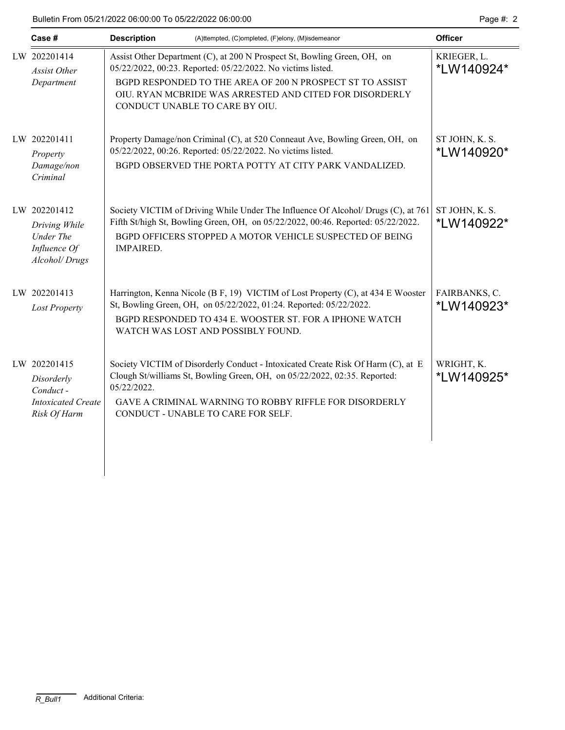Bulletin From 05/21/2022 06:00:00 To 05/22/2022 06:00:00

| Case # | Description (A)ttempted, (C)ompleted, (F)elony, (M)isdemeanor | Officer |
|---|---|---|
| LW 202201414 *Assist Other Department* | Assist Other Department (C), at 200 N Prospect St, Bowling Green, OH, on 05/22/2022, 00:23. Reported: 05/22/2022. No victims listed. BGPD RESPONDED TO THE AREA OF 200 N PROSPECT ST TO ASSIST OIU. RYAN MCBRIDE WAS ARRESTED AND CITED FOR DISORDERLY CONDUCT UNABLE TO CARE BY OIU. | KRIEGER, L. *LW140924* |
| LW 202201411 *Property Damage/non Criminal* | Property Damage/non Criminal (C), at 520 Conneaut Ave, Bowling Green, OH, on 05/22/2022, 00:26. Reported: 05/22/2022. No victims listed. BGPD OBSERVED THE PORTA POTTY AT CITY PARK VANDALIZED. | ST JOHN, K. S. *LW140920* |
| LW 202201412 *Driving While Under The Influence Of Alcohol/ Drugs* | Society VICTIM of Driving While Under The Influence Of Alcohol/ Drugs (C), at 761 Fifth St/high St, Bowling Green, OH, on 05/22/2022, 00:46. Reported: 05/22/2022. BGPD OFFICERS STOPPED A MOTOR VEHICLE SUSPECTED OF BEING IMPAIRED. | ST JOHN, K. S. *LW140922* |
| LW 202201413 *Lost Property* | Harrington, Kenna Nicole (B F, 19) VICTIM of Lost Property (C), at 434 E Wooster St, Bowling Green, OH, on 05/22/2022, 01:24. Reported: 05/22/2022. BGPD RESPONDED TO 434 E. WOOSTER ST. FOR A IPHONE WATCH WATCH WAS LOST AND POSSIBLY FOUND. | FAIRBANKS, C. *LW140923* |
| LW 202201415 *Disorderly Conduct - Intoxicated Create Risk Of Harm* | Society VICTIM of Disorderly Conduct - Intoxicated Create Risk Of Harm (C), at E Clough St/williams St, Bowling Green, OH, on 05/22/2022, 02:35. Reported: 05/22/2022. GAVE A CRIMINAL WARNING TO ROBBY RIFFLE FOR DISORDERLY CONDUCT - UNABLE TO CARE FOR SELF. | WRIGHT, K. *LW140925* |

R_Bull1 Additional Criteria: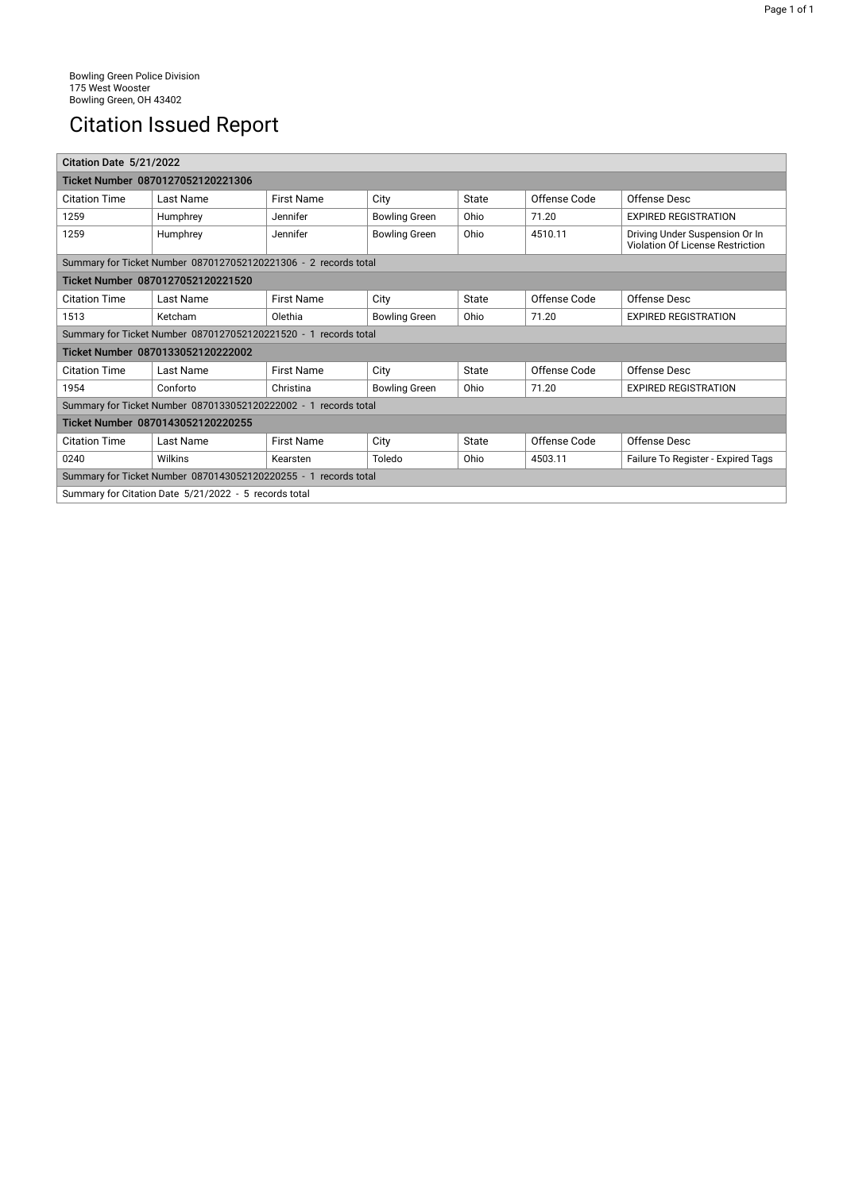Bowling Green Police Division
175 West Wooster
Bowling Green, OH 43402

# Citation Issued Report

| Citation Date 5/21/2022 | | | | | | |
|---|---|---|---|---|---|---|
| **Ticket Number 0870127052120221306** | | | | | | |
| Citation Time | Last Name | First Name | City | State | Offense Code | Offense Desc |
| 1259 | Humphrey | Jennifer | Bowling Green | Ohio | 71.20 | EXPIRED REGISTRATION |
| 1259 | Humphrey | Jennifer | Bowling Green | Ohio | 4510.11 | Driving Under Suspension Or In Violation Of License Restriction |
| Summary for Ticket Number 0870127052120221306 - 2 records total | | | | | | |
| **Ticket Number 0870127052120221520** | | | | | | |
| Citation Time | Last Name | First Name | City | State | Offense Code | Offense Desc |
| 1513 | Ketcham | Olethia | Bowling Green | Ohio | 71.20 | EXPIRED REGISTRATION |
| Summary for Ticket Number 0870127052120221520 - 1 records total | | | | | | |
| **Ticket Number 0870133052120222002** | | | | | | |
| Citation Time | Last Name | First Name | City | State | Offense Code | Offense Desc |
| 1954 | Conforto | Christina | Bowling Green | Ohio | 71.20 | EXPIRED REGISTRATION |
| Summary for Ticket Number 0870133052120222002 - 1 records total | | | | | | |
| **Ticket Number 0870143052120220255** | | | | | | |
| Citation Time | Last Name | First Name | City | State | Offense Code | Offense Desc |
| 0240 | Wilkins | Kearsten | Toledo | Ohio | 4503.11 | Failure To Register - Expired Tags |
| Summary for Ticket Number 0870143052120220255 - 1 records total | | | | | | |
| Summary for Citation Date 5/21/2022 - 5 records total | | | | | | |